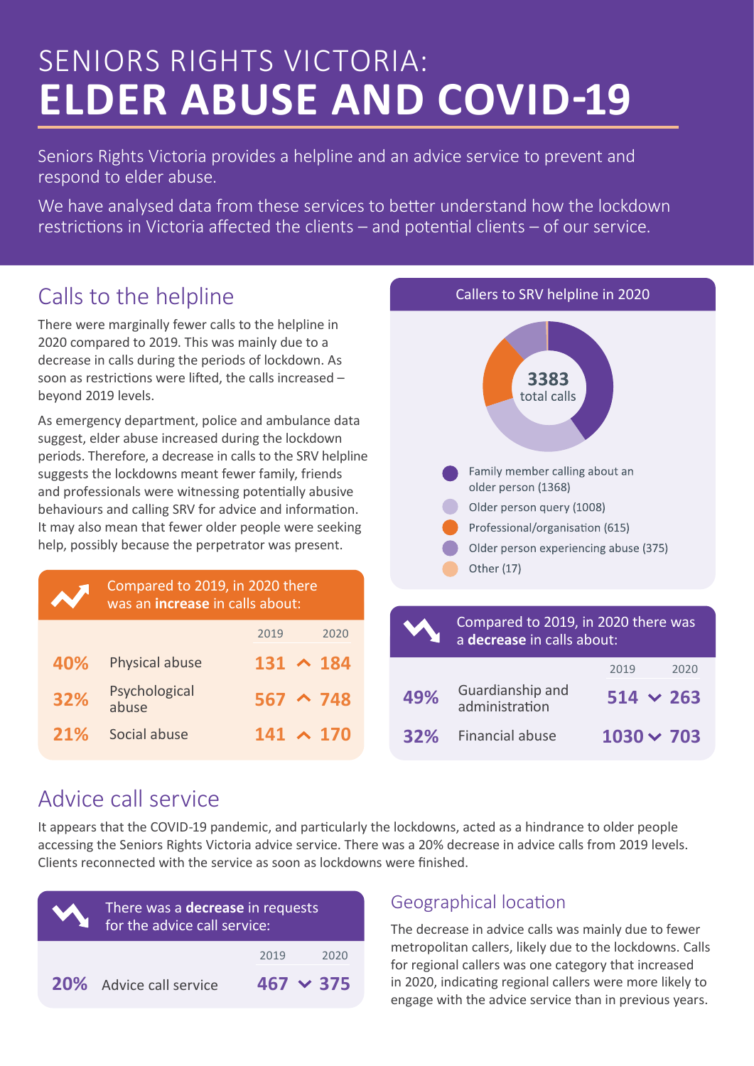# SENIORS RIGHTS VICTORIA: ELDER ABUSE AND COVID-19

Seniors Rights Victoria provides a helpline and an advice service to prevent and respond to elder abuse.

We have analysed data from these services to better understand how the lockdown restrictions in Victoria affected the clients – and potential clients – of our service.

## Calls to the helpline

There were marginally fewer calls to the helpline in 2020 compared to 2019. This was mainly due to a decrease in calls during the periods of lockdown. As soon as restrictions were lifted, the calls increased – beyond 2019 levels.

As emergency department, police and ambulance data suggest, elder abuse increased during the lockdown periods. Therefore, a decrease in calls to the SRV helpline suggests the lockdowns meant fewer family, friends and professionals were witnessing potentially abusive behaviours and calling SRV for advice and information. It may also mean that fewer older people were seeking help, possibly because the perpetrator was present.

Compared to 2019, in 2020 there was an **increase** in calls about:

| | | 2019 | 2020 |
|---|---|---|---|
| 40% | Physical abuse | 131 | 184 |
| 32% | Psychological abuse | 567 | 748 |
| 21% | Social abuse | 141 | 170 |

### Callers to SRV helpline in 2020

**3383** total calls

- Family member calling about an older person (1368)
- Older person query (1008)
- Professional/organisation (615)
- Older person experiencing abuse (375)
- Other (17)

Compared to 2019, in 2020 there was a **decrease** in calls about:

| | | 2019 | 2020 |
|---|---|---|---|
| 49% | Guardianship and administration | 514 | 263 |
| 32% | Financial abuse | 1030 | 703 |

## Advice call service

It appears that the COVID-19 pandemic, and particularly the lockdowns, acted as a hindrance to older people accessing the Seniors Rights Victoria advice service. There was a 20% decrease in advice calls from 2019 levels. Clients reconnected with the service as soon as lockdowns were finished.

There was a **decrease** in requests for the advice call service:

| | | 2019 | 2020 |
|---|---|---|---|
| 20% | Advice call service | 467 | 375 |

### Geographical location

The decrease in advice calls was mainly due to fewer metropolitan callers, likely due to the lockdowns. Calls for regional callers was one category that increased in 2020, indicating regional callers were more likely to engage with the advice service than in previous years.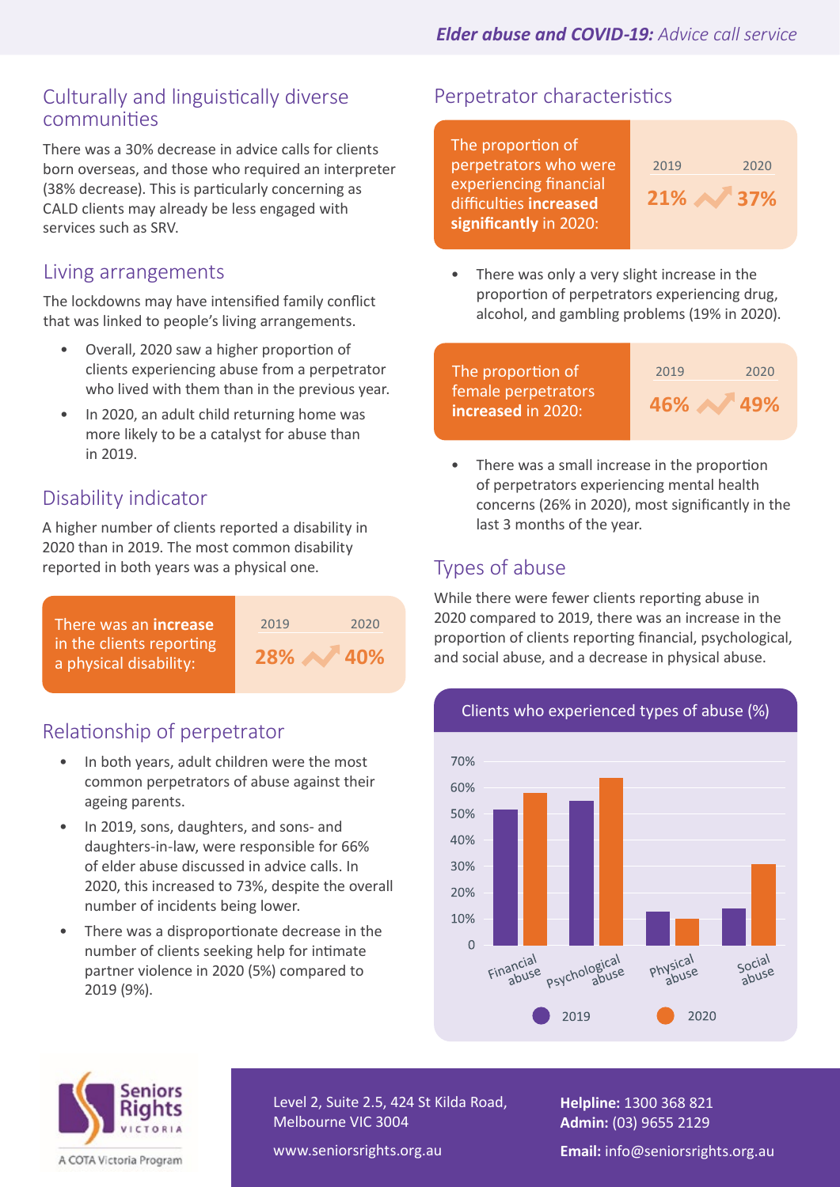## Culturally and linguistically diverse communities

There was a 30% decrease in advice calls for clients born overseas, and those who required an interpreter (38% decrease). This is particularly concerning as CALD clients may already be less engaged with services such as SRV.

## Living arrangements

The lockdowns may have intensified family conflict that was linked to people's living arrangements.

- Overall, 2020 saw a higher proportion of clients experiencing abuse from a perpetrator who lived with them than in the previous year.
- In 2020, an adult child returning home was more likely to be a catalyst for abuse than in 2019.

## Disability indicator

A higher number of clients reported a disability in 2020 than in 2019. The most common disability reported in both years was a physical one.

There was an **increase** in the clients reporting a physical disability:

2019 2020

28% 40%

## Relationship of perpetrator

- In both years, adult children were the most common perpetrators of abuse against their ageing parents.
- In 2019, sons, daughters, and sons- and daughters-in-law, were responsible for 66% of elder abuse discussed in advice calls. In 2020, this increased to 73%, despite the overall number of incidents being lower.
- There was a disproportionate decrease in the number of clients seeking help for intimate partner violence in 2020 (5%) compared to 2019 (9%).

## Perpetrator characteristics

The proportion of perpetrators who were experiencing financial difficulties **increased significantly** in 2020:

2019 2020

21% 37%

- There was only a very slight increase in the proportion of perpetrators experiencing drug, alcohol, and gambling problems (19% in 2020).

The proportion of female perpetrators **increased** in 2020:

2019 2020

46% 49%

- There was a small increase in the proportion of perpetrators experiencing mental health concerns (26% in 2020), most significantly in the last 3 months of the year.

## Types of abuse

While there were fewer clients reporting abuse in 2020 compared to 2019, there was an increase in the proportion of clients reporting financial, psychological, and social abuse, and a decrease in physical abuse.

Clients who experienced types of abuse (%)

70%
60%
50%
40%
30%
20%
10%
0

Financial abuse
Psychological abuse
Physical abuse
Social abuse

2019
2020

Level 2, Suite 2.5, 424 St Kilda Road, Melbourne VIC 3004

www.seniorsrights.org.au

**Helpline:** 1300 368 821
**Admin:** (03) 9655 2129

**Email:** info@seniorsrights.org.au

Seniors Rights Victoria

A COTA Victoria Program